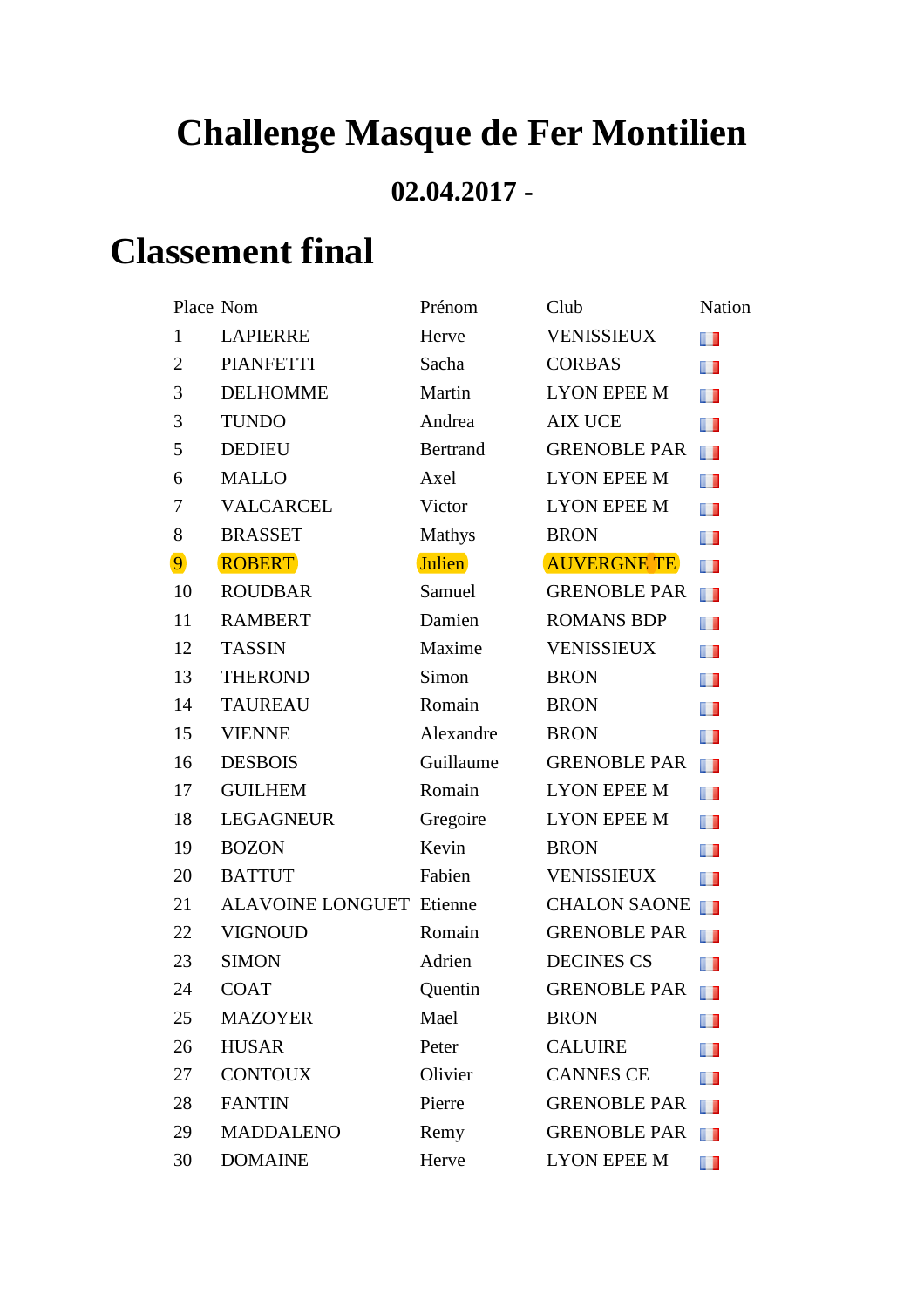# Challenge Masque de Fer Montilien

## 02.04.2017 -

# Classement final

| Place | Nom | Prénom | Club | Nation |
|---|---|---|---|---|
| 1 | LAPIERRE | Herve | VENISSIEUX | |
| 2 | PIANFETTI | Sacha | CORBAS | |
| 3 | DELHOMME | Martin | LYON EPEE M | |
| 3 | TUNDO | Andrea | AIX UCE | |
| 5 | DEDIEU | Bertrand | GRENOBLE PAR | |
| 6 | MALLO | Axel | LYON EPEE M | |
| 7 | VALCARCEL | Victor | LYON EPEE M | |
| 8 | BRASSET | Mathys | BRON | |
| 9 | ROBERT | Julien | AUVERGNE TE | |
| 10 | ROUDBAR | Samuel | GRENOBLE PAR | |
| 11 | RAMBERT | Damien | ROMANS BDP | |
| 12 | TASSIN | Maxime | VENISSIEUX | |
| 13 | THEROND | Simon | BRON | |
| 14 | TAUREAU | Romain | BRON | |
| 15 | VIENNE | Alexandre | BRON | |
| 16 | DESBOIS | Guillaume | GRENOBLE PAR | |
| 17 | GUILHEM | Romain | LYON EPEE M | |
| 18 | LEGAGNEUR | Gregoire | LYON EPEE M | |
| 19 | BOZON | Kevin | BRON | |
| 20 | BATTUT | Fabien | VENISSIEUX | |
| 21 | ALAVOINE LONGUET | Etienne | CHALON SAONE | |
| 22 | VIGNOUD | Romain | GRENOBLE PAR | |
| 23 | SIMON | Adrien | DECINES CS | |
| 24 | COAT | Quentin | GRENOBLE PAR | |
| 25 | MAZOYER | Mael | BRON | |
| 26 | HUSAR | Peter | CALUIRE | |
| 27 | CONTOUX | Olivier | CANNES CE | |
| 28 | FANTIN | Pierre | GRENOBLE PAR | |
| 29 | MADDALENO | Remy | GRENOBLE PAR | |
| 30 | DOMAINE | Herve | LYON EPEE M | |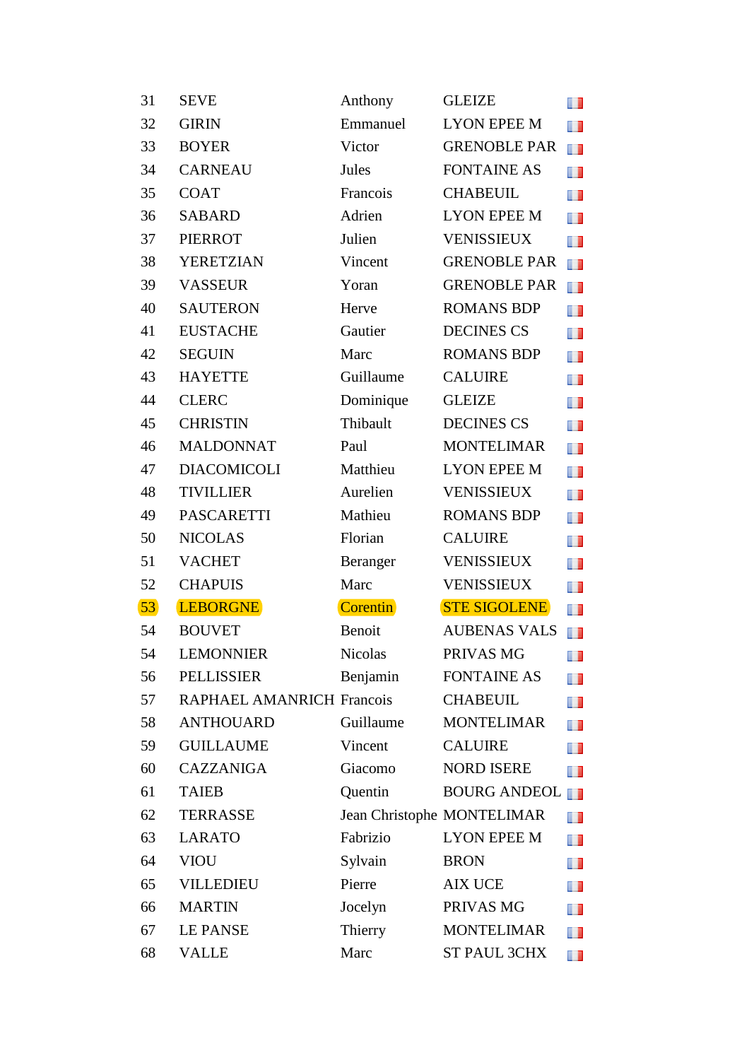| | | | | |
|---|---|---|---|---|
| 31 | SEVE | Anthony | GLEIZE | |
| 32 | GIRIN | Emmanuel | LYON EPEE M | |
| 33 | BOYER | Victor | GRENOBLE PAR | |
| 34 | CARNEAU | Jules | FONTAINE AS | |
| 35 | COAT | Francois | CHABEUIL | |
| 36 | SABARD | Adrien | LYON EPEE M | |
| 37 | PIERROT | Julien | VENISSIEUX | |
| 38 | YERETZIAN | Vincent | GRENOBLE PAR | |
| 39 | VASSEUR | Yoran | GRENOBLE PAR | |
| 40 | SAUTERON | Herve | ROMANS BDP | |
| 41 | EUSTACHE | Gautier | DECINES CS | |
| 42 | SEGUIN | Marc | ROMANS BDP | |
| 43 | HAYETTE | Guillaume | CALUIRE | |
| 44 | CLERC | Dominique | GLEIZE | |
| 45 | CHRISTIN | Thibault | DECINES CS | |
| 46 | MALDONNAT | Paul | MONTELIMAR | |
| 47 | DIACOMICOLI | Matthieu | LYON EPEE M | |
| 48 | TIVILLIER | Aurelien | VENISSIEUX | |
| 49 | PASCARETTI | Mathieu | ROMANS BDP | |
| 50 | NICOLAS | Florian | CALUIRE | |
| 51 | VACHET | Beranger | VENISSIEUX | |
| 52 | CHAPUIS | Marc | VENISSIEUX | |
| 53 | LEBORGNE | Corentin | STE SIGOLENE | |
| 54 | BOUVET | Benoit | AUBENAS VALS | |
| 54 | LEMONNIER | Nicolas | PRIVAS MG | |
| 56 | PELLISSIER | Benjamin | FONTAINE AS | |
| 57 | RAPHAEL AMANRICH | Francois | CHABEUIL | |
| 58 | ANTHOUARD | Guillaume | MONTELIMAR | |
| 59 | GUILLAUME | Vincent | CALUIRE | |
| 60 | CAZZANIGA | Giacomo | NORD ISERE | |
| 61 | TAIEB | Quentin | BOURG ANDEOL | |
| 62 | TERRASSE | Jean Christophe | MONTELIMAR | |
| 63 | LARATO | Fabrizio | LYON EPEE M | |
| 64 | VIOU | Sylvain | BRON | |
| 65 | VILLEDIEU | Pierre | AIX UCE | |
| 66 | MARTIN | Jocelyn | PRIVAS MG | |
| 67 | LE PANSE | Thierry | MONTELIMAR | |
| 68 | VALLE | Marc | ST PAUL 3CHX | |